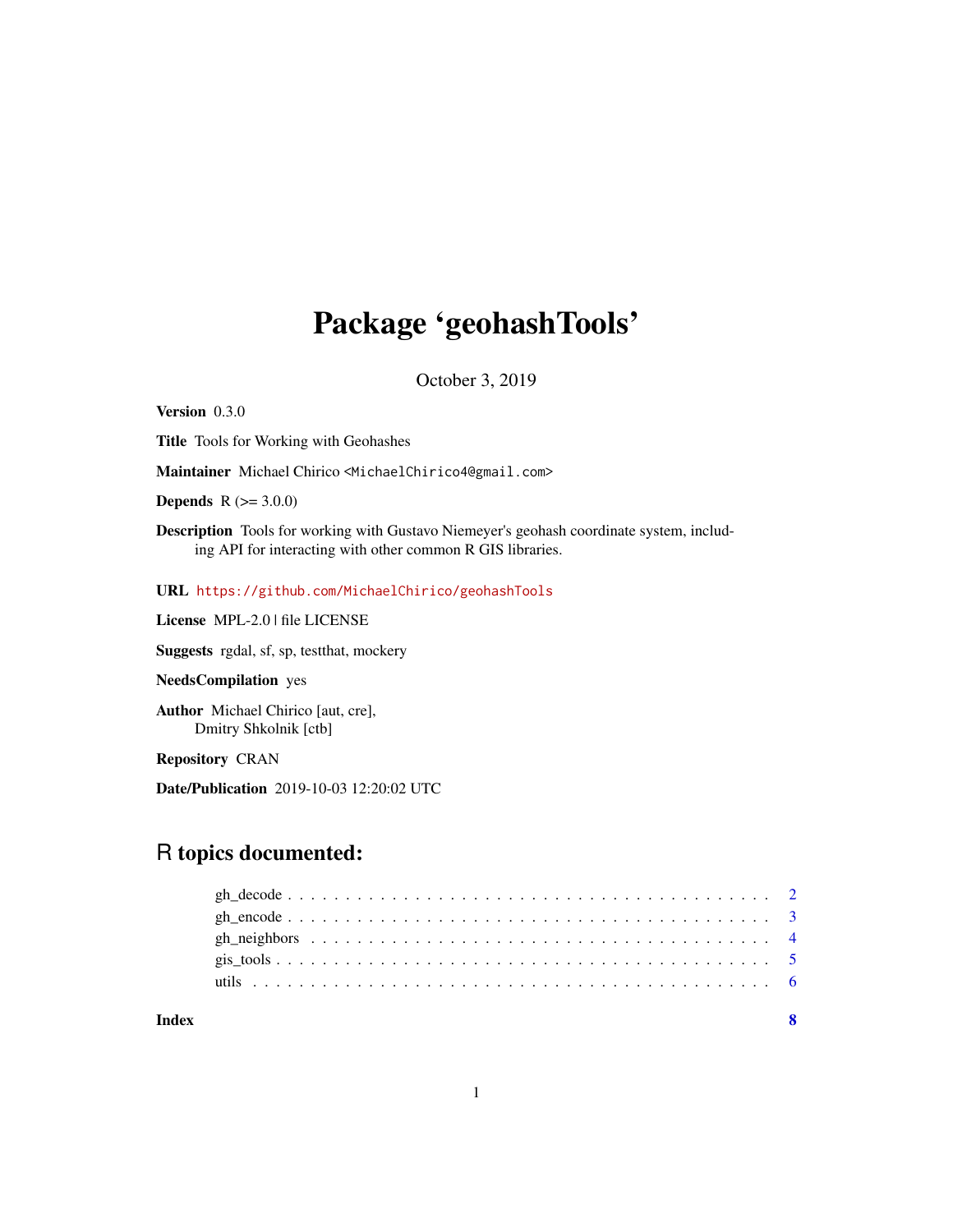# Package 'geohashTools'

October 3, 2019

**Version** 0.3.0

**Title** Tools for Working with Geohashes

**Maintainer** Michael Chirico <MichaelChirico4@gmail.com>

**Depends** R (>= 3.0.0)

**Description** Tools for working with Gustavo Niemeyer's geohash coordinate system, including API for interacting with other common R GIS libraries.

**URL** https://github.com/MichaelChirico/geohashTools

**License** MPL-2.0 | file LICENSE

**Suggests** rgdal, sf, sp, testthat, mockery

**NeedsCompilation** yes

**Author** Michael Chirico [aut, cre],
Dmitry Shkolnik [ctb]

**Repository** CRAN

**Date/Publication** 2019-10-03 12:20:02 UTC

## R topics documented:

- gh_decode . . . . . . . . . . . . . . . . . . . . . . . . . . . . . . . . . . . . . . . . 2
- gh_encode . . . . . . . . . . . . . . . . . . . . . . . . . . . . . . . . . . . . . . . . 3
- gh_neighbors . . . . . . . . . . . . . . . . . . . . . . . . . . . . . . . . . . . . . . 4
- gis_tools . . . . . . . . . . . . . . . . . . . . . . . . . . . . . . . . . . . . . . . . 5
- utils . . . . . . . . . . . . . . . . . . . . . . . . . . . . . . . . . . . . . . . . . . 6

**Index** 8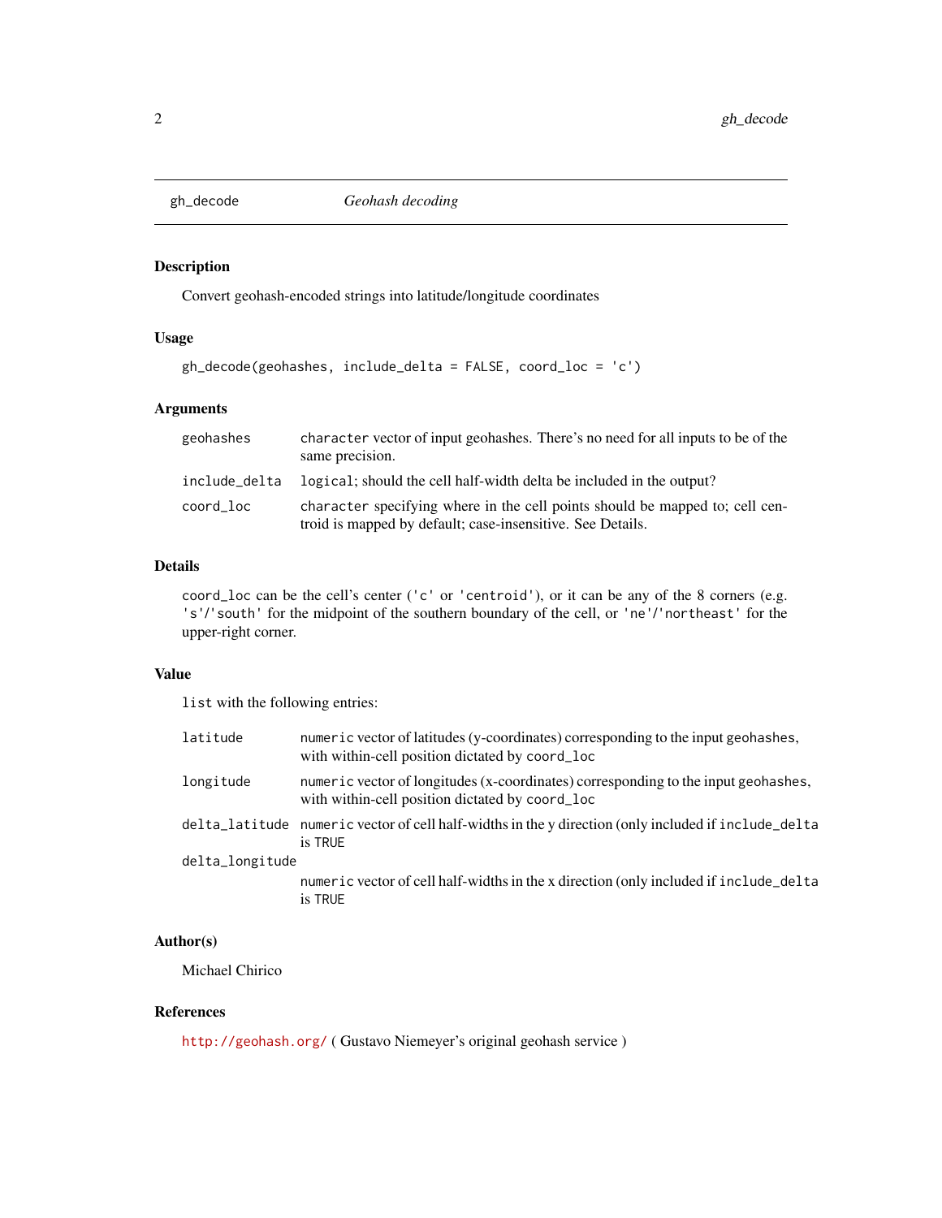## gh_decode — *Geohash decoding*

### Description

Convert geohash-encoded strings into latitude/longitude coordinates

### Usage

```
gh_decode(geohashes, include_delta = FALSE, coord_loc = 'c')
```

### Arguments

| | |
|---|---|
| `geohashes` | `character` vector of input geohashes. There's no need for all inputs to be of the same precision. |
| `include_delta` | `logical`; should the cell half-width delta be included in the output? |
| `coord_loc` | `character` specifying where in the cell points should be mapped to; cell centroid is mapped by default; case-insensitive. See Details. |

### Details

`coord_loc` can be the cell's center (`'c'` or `'centroid'`), or it can be any of the 8 corners (e.g. `'s'`/`'south'` for the midpoint of the southern boundary of the cell, or `'ne'`/`'northeast'` for the upper-right corner.

### Value

`list` with the following entries:

| | |
|---|---|
| `latitude` | `numeric` vector of latitudes (y-coordinates) corresponding to the input `geohashes`, with within-cell position dictated by `coord_loc` |
| `longitude` | `numeric` vector of longitudes (x-coordinates) corresponding to the input `geohashes`, with within-cell position dictated by `coord_loc` |
| `delta_latitude` | `numeric` vector of cell half-widths in the y direction (only included if `include_delta` is `TRUE` |
| `delta_longitude` | `numeric` vector of cell half-widths in the x direction (only included if `include_delta` is `TRUE` |

### Author(s)

Michael Chirico

### References

http://geohash.org/ ( Gustavo Niemeyer's original geohash service )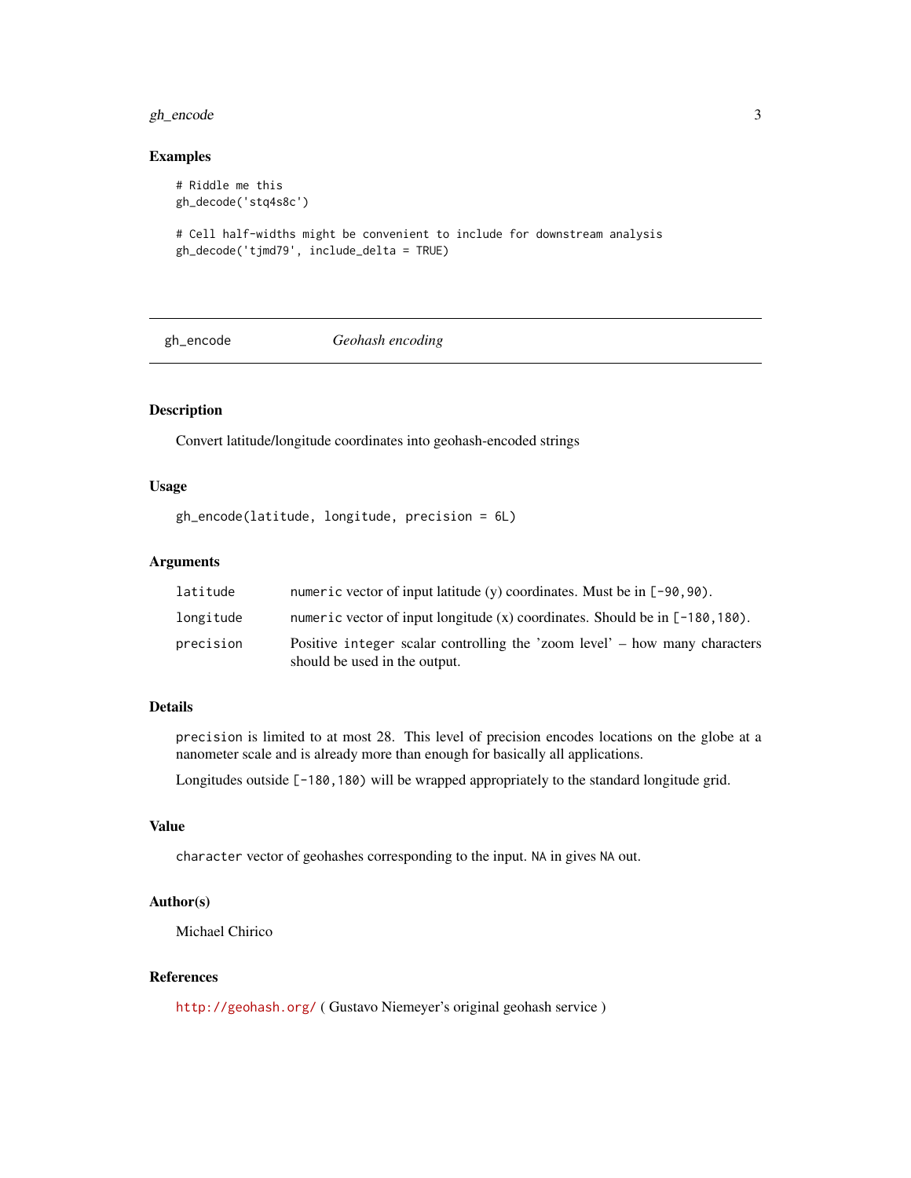## Examples

```
# Riddle me this
gh_decode('stq4s8c')

# Cell half-widths might be convenient to include for downstream analysis
gh_decode('tjmd79', include_delta = TRUE)
```

---

## gh_encode *Geohash encoding*

---

### Description

Convert latitude/longitude coordinates into geohash-encoded strings

### Usage

```
gh_encode(latitude, longitude, precision = 6L)
```

### Arguments

| | |
|---|---|
| `latitude` | `numeric` vector of input latitude (y) coordinates. Must be in `[-90,90)`. |
| `longitude` | `numeric` vector of input longitude (x) coordinates. Should be in `[-180,180)`. |
| `precision` | Positive `integer` scalar controlling the 'zoom level' – how many characters should be used in the output. |

### Details

`precision` is limited to at most 28. This level of precision encodes locations on the globe at a nanometer scale and is already more than enough for basically all applications.

Longitudes outside `[-180,180)` will be wrapped appropriately to the standard longitude grid.

### Value

`character` vector of geohashes corresponding to the input. `NA` in gives `NA` out.

### Author(s)

Michael Chirico

### References

http://geohash.org/ ( Gustavo Niemeyer's original geohash service )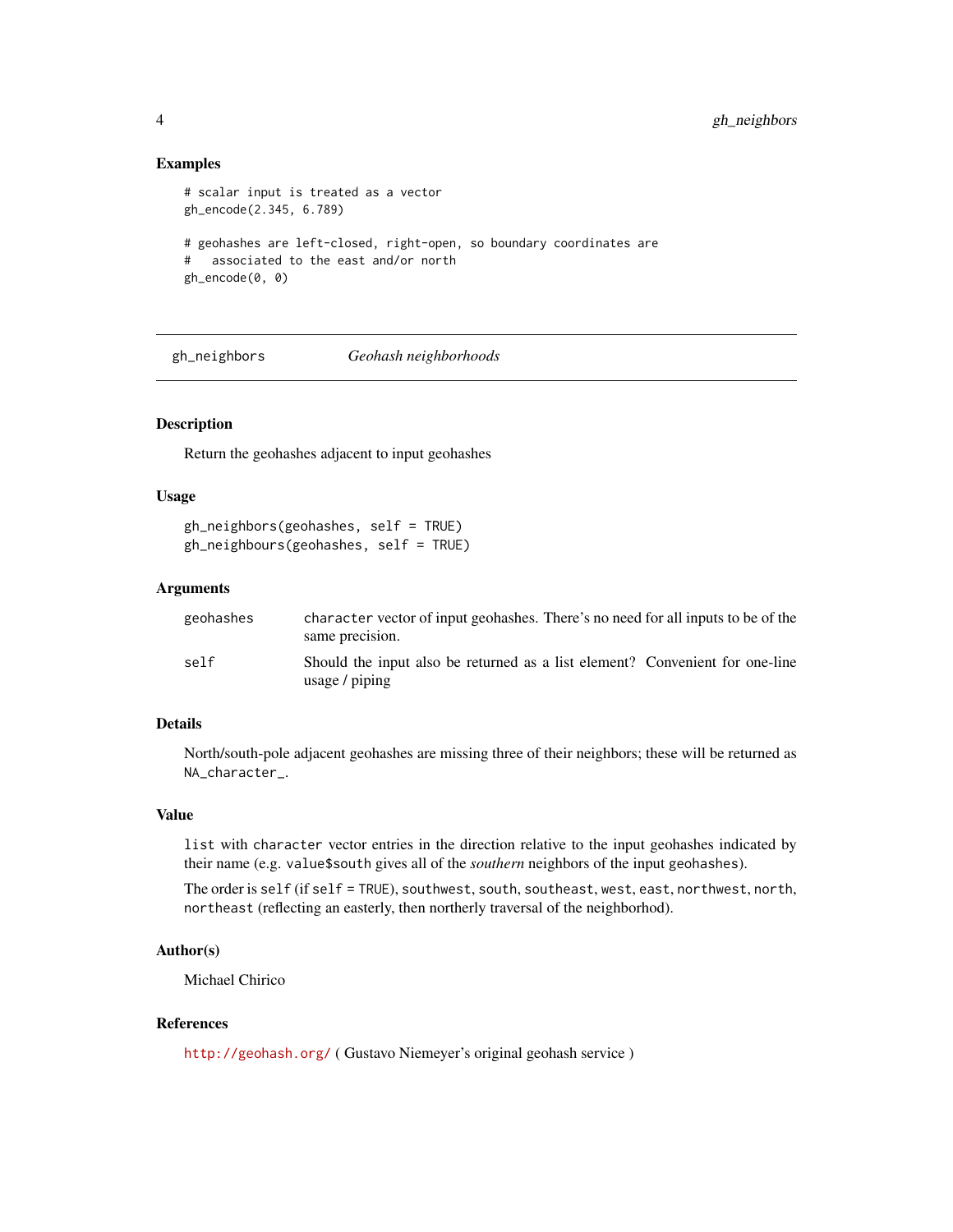### Examples

```
# scalar input is treated as a vector
gh_encode(2.345, 6.789)

# geohashes are left-closed, right-open, so boundary coordinates are
#   associated to the east and/or north
gh_encode(0, 0)
```

---

## gh_neighbors *Geohash neighborhoods*

---

### Description

Return the geohashes adjacent to input geohashes

### Usage

```
gh_neighbors(geohashes, self = TRUE)
gh_neighbours(geohashes, self = TRUE)
```

### Arguments

| | |
|---|---|
| geohashes | `character` vector of input geohashes. There's no need for all inputs to be of the same precision. |
| self | Should the input also be returned as a list element? Convenient for one-line usage / piping |

### Details

North/south-pole adjacent geohashes are missing three of their neighbors; these will be returned as `NA_character_`.

### Value

`list` with `character` vector entries in the direction relative to the input geohashes indicated by their name (e.g. `value$south` gives all of the *southern* neighbors of the input `geohashes`).

The order is `self` (if `self = TRUE`), `southwest`, `south`, `southeast`, `west`, `east`, `northwest`, `north`, `northeast` (reflecting an easterly, then northerly traversal of the neighborhod).

### Author(s)

Michael Chirico

### References

http://geohash.org/ ( Gustavo Niemeyer's original geohash service )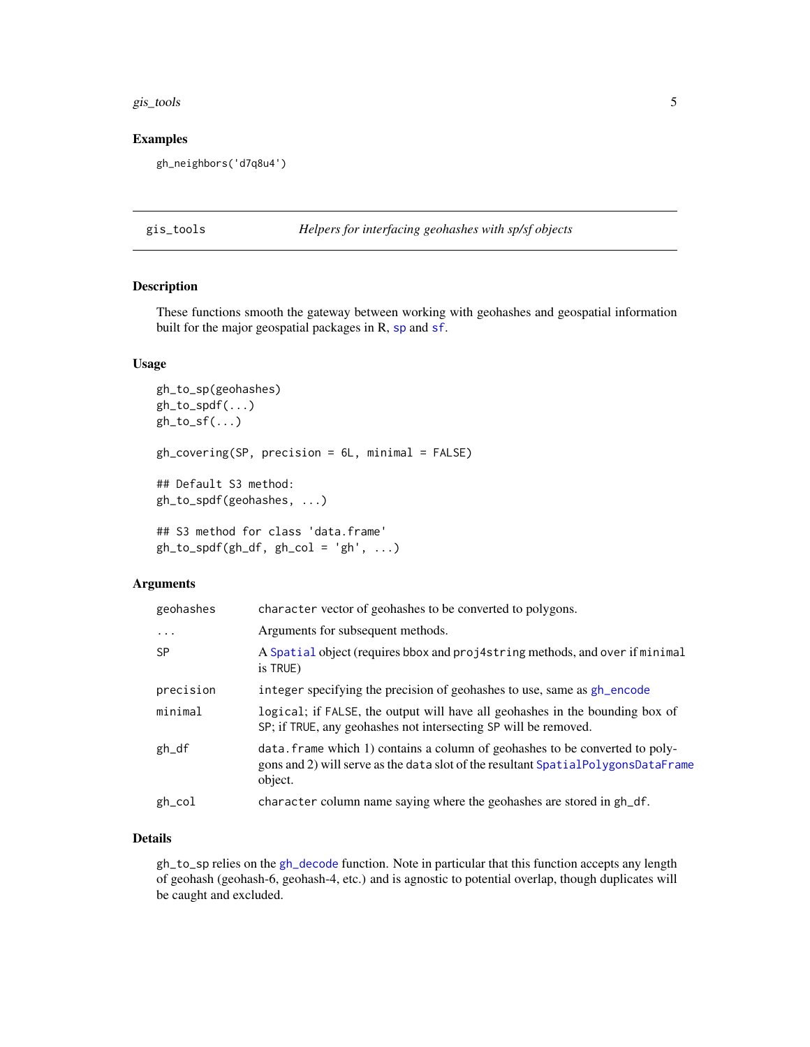### Examples

```
gh_neighbors('d7q8u4')
```

---

## gis_tools *Helpers for interfacing geohashes with sp/sf objects*

---

### Description

These functions smooth the gateway between working with geohashes and geospatial information built for the major geospatial packages in R, `sp` and `sf`.

### Usage

```
gh_to_sp(geohashes)
gh_to_spdf(...)
gh_to_sf(...)

gh_covering(SP, precision = 6L, minimal = FALSE)

## Default S3 method:
gh_to_spdf(geohashes, ...)

## S3 method for class 'data.frame'
gh_to_spdf(gh_df, gh_col = 'gh', ...)
```

### Arguments

| | |
|---|---|
| `geohashes` | `character` vector of geohashes to be converted to polygons. |
| `...` | Arguments for subsequent methods. |
| `SP` | A `Spatial` object (requires bbox and `proj4string` methods, and over if `minimal` is `TRUE`) |
| `precision` | `integer` specifying the precision of geohashes to use, same as `gh_encode` |
| `minimal` | `logical`; if `FALSE`, the output will have all geohashes in the bounding box of `SP`; if `TRUE`, any geohashes not intersecting `SP` will be removed. |
| `gh_df` | `data.frame` which 1) contains a column of geohashes to be converted to polygons and 2) will serve as the `data` slot of the resultant `SpatialPolygonsDataFrame` object. |
| `gh_col` | `character` column name saying where the geohashes are stored in `gh_df`. |

### Details

`gh_to_sp` relies on the `gh_decode` function. Note in particular that this function accepts any length of geohash (geohash-6, geohash-4, etc.) and is agnostic to potential overlap, though duplicates will be caught and excluded.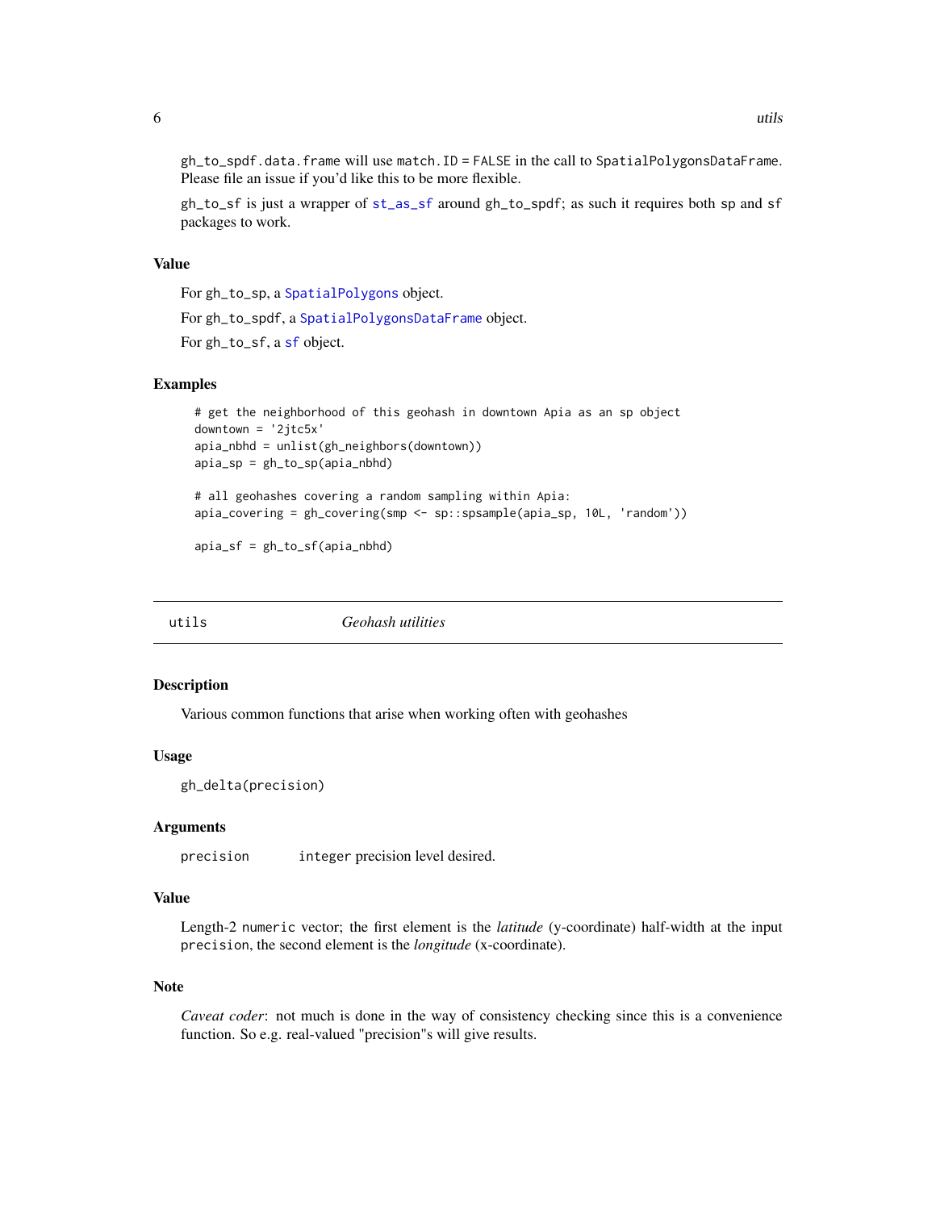gh_to_spdf.data.frame will use match.ID = FALSE in the call to SpatialPolygonsDataFrame. Please file an issue if you'd like this to be more flexible.

gh_to_sf is just a wrapper of st_as_sf around gh_to_spdf; as such it requires both sp and sf packages to work.

### Value

For gh_to_sp, a SpatialPolygons object.

For gh_to_spdf, a SpatialPolygonsDataFrame object.

For gh_to_sf, a sf object.

### Examples

```
# get the neighborhood of this geohash in downtown Apia as an sp object
downtown = '2jtc5x'
apia_nbhd = unlist(gh_neighbors(downtown))
apia_sp = gh_to_sp(apia_nbhd)

# all geohashes covering a random sampling within Apia:
apia_covering = gh_covering(smp <- sp::spsample(apia_sp, 10L, 'random'))

apia_sf = gh_to_sf(apia_nbhd)
```

---

## utils — *Geohash utilities*

### Description

Various common functions that arise when working often with geohashes

### Usage

```
gh_delta(precision)
```

### Arguments

| | |
|---|---|
| precision | integer precision level desired. |

### Value

Length-2 numeric vector; the first element is the *latitude* (y-coordinate) half-width at the input precision, the second element is the *longitude* (x-coordinate).

### Note

*Caveat coder*: not much is done in the way of consistency checking since this is a convenience function. So e.g. real-valued "precision"s will give results.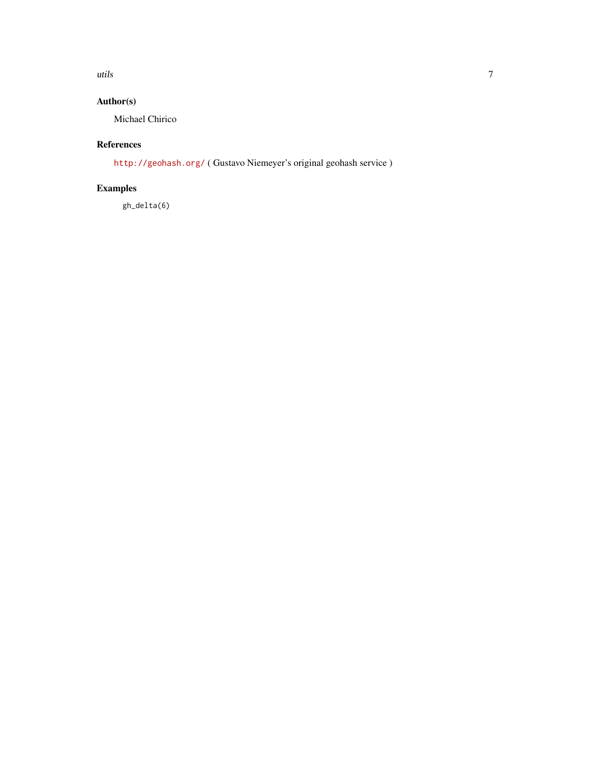## Author(s)

Michael Chirico

## References

http://geohash.org/ ( Gustavo Niemeyer's original geohash service )

## Examples

```
gh_delta(6)
```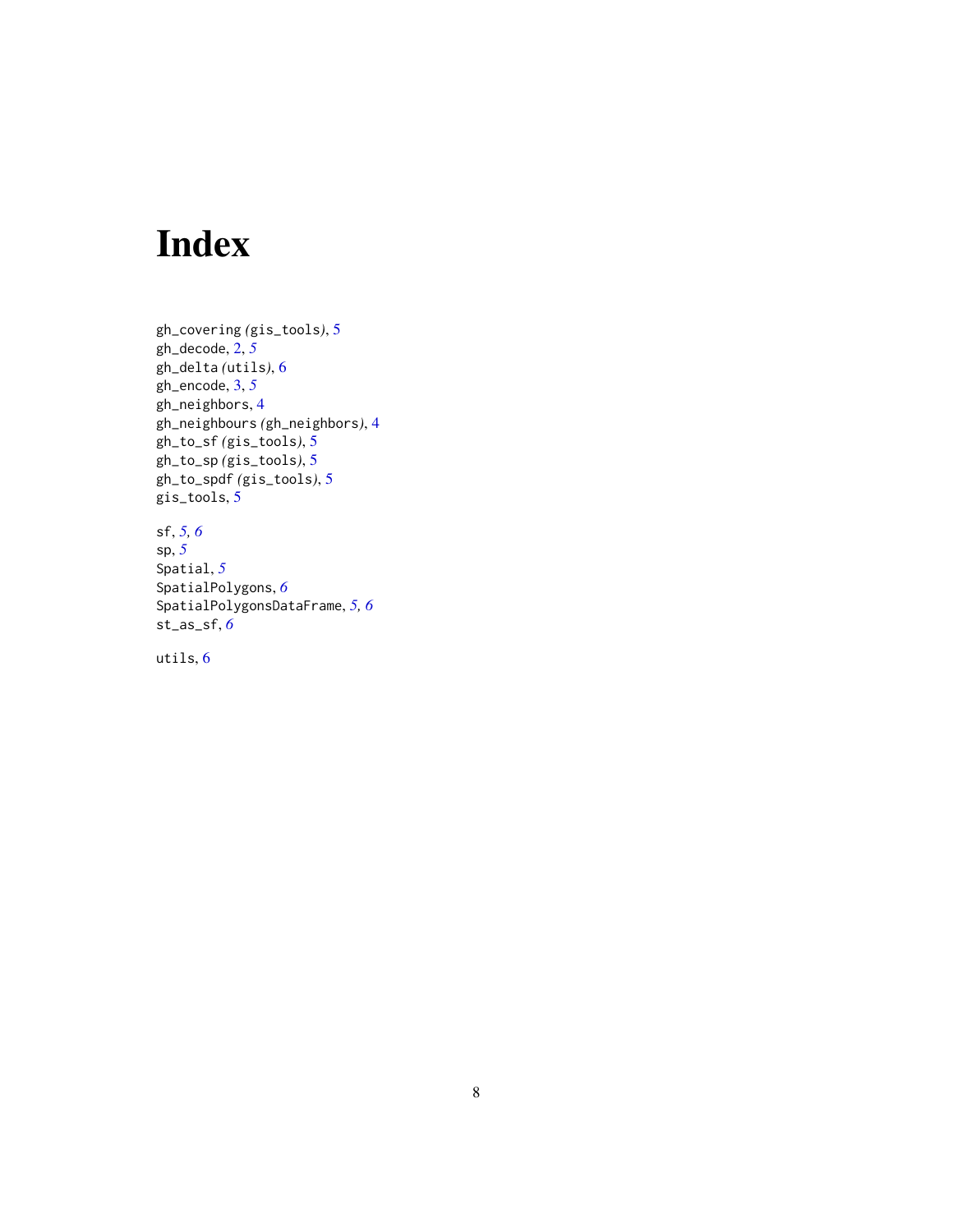# Index

gh_covering *(*gis_tools*)*, 5
gh_decode, 2, *5*
gh_delta *(*utils*)*, 6
gh_encode, 3, *5*
gh_neighbors, 4
gh_neighbours *(*gh_neighbors*)*, 4
gh_to_sf *(*gis_tools*)*, 5
gh_to_sp *(*gis_tools*)*, 5
gh_to_spdf *(*gis_tools*)*, 5
gis_tools, 5

sf, *5, 6*
sp, *5*
Spatial, *5*
SpatialPolygons, *6*
SpatialPolygonsDataFrame, *5, 6*
st_as_sf, *6*

utils, 6